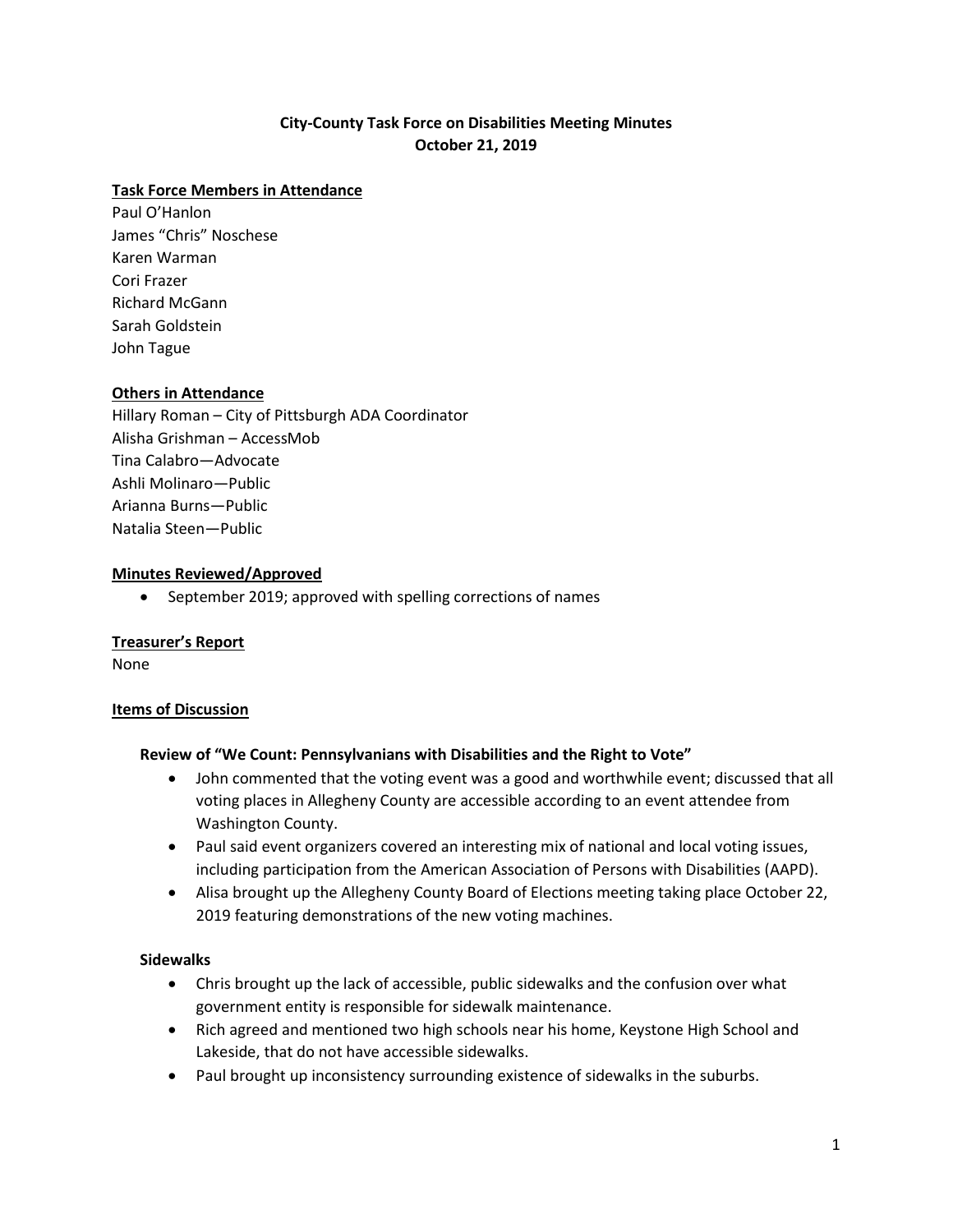# City-County Task Force on Disabilities Meeting Minutes
# October 21, 2019

**Task Force Members in Attendance**

Paul O'Hanlon
James "Chris" Noschese
Karen Warman
Cori Frazer
Richard McGann
Sarah Goldstein
John Tague

**Others in Attendance**

Hillary Roman – City of Pittsburgh ADA Coordinator
Alisha Grishman – AccessMob
Tina Calabro—Advocate
Ashli Molinaro—Public
Arianna Burns—Public
Natalia Steen—Public

**Minutes Reviewed/Approved**

- September 2019; approved with spelling corrections of names

**Treasurer's Report**

None

**Items of Discussion**

### Review of "We Count: Pennsylvanians with Disabilities and the Right to Vote"

- John commented that the voting event was a good and worthwhile event; discussed that all voting places in Allegheny County are accessible according to an event attendee from Washington County.
- Paul said event organizers covered an interesting mix of national and local voting issues, including participation from the American Association of Persons with Disabilities (AAPD).
- Alisa brought up the Allegheny County Board of Elections meeting taking place October 22, 2019 featuring demonstrations of the new voting machines.

### Sidewalks

- Chris brought up the lack of accessible, public sidewalks and the confusion over what government entity is responsible for sidewalk maintenance.
- Rich agreed and mentioned two high schools near his home, Keystone High School and Lakeside, that do not have accessible sidewalks.
- Paul brought up inconsistency surrounding existence of sidewalks in the suburbs.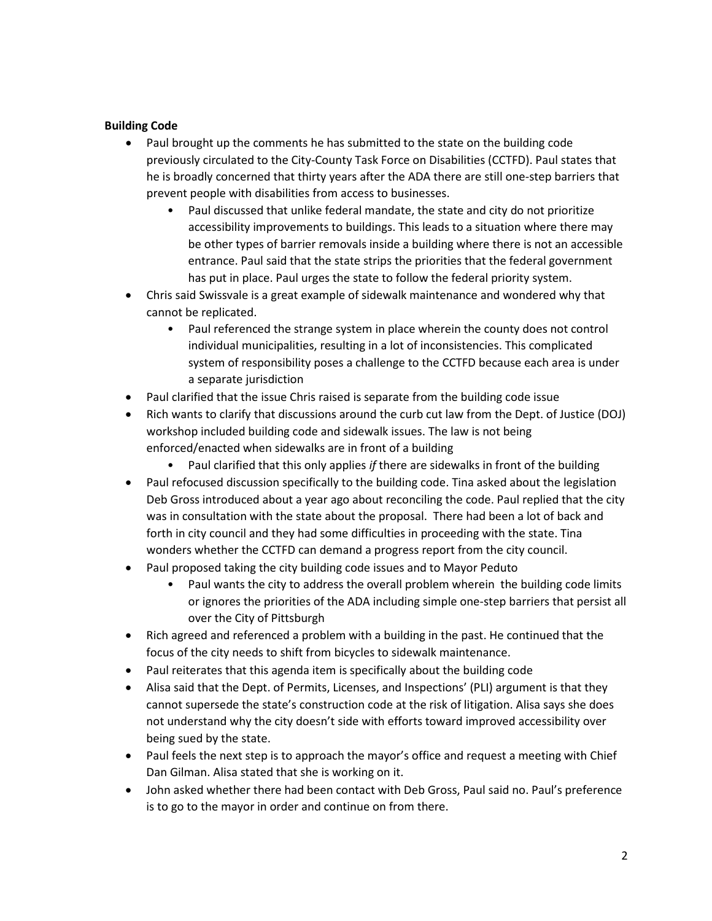**Building Code**

- Paul brought up the comments he has submitted to the state on the building code previously circulated to the City-County Task Force on Disabilities (CCTFD). Paul states that he is broadly concerned that thirty years after the ADA there are still one-step barriers that prevent people with disabilities from access to businesses.
  - Paul discussed that unlike federal mandate, the state and city do not prioritize accessibility improvements to buildings. This leads to a situation where there may be other types of barrier removals inside a building where there is not an accessible entrance. Paul said that the state strips the priorities that the federal government has put in place. Paul urges the state to follow the federal priority system.
- Chris said Swissvale is a great example of sidewalk maintenance and wondered why that cannot be replicated.
  - Paul referenced the strange system in place wherein the county does not control individual municipalities, resulting in a lot of inconsistencies. This complicated system of responsibility poses a challenge to the CCTFD because each area is under a separate jurisdiction
- Paul clarified that the issue Chris raised is separate from the building code issue
- Rich wants to clarify that discussions around the curb cut law from the Dept. of Justice (DOJ) workshop included building code and sidewalk issues. The law is not being enforced/enacted when sidewalks are in front of a building
  - Paul clarified that this only applies *if* there are sidewalks in front of the building
- Paul refocused discussion specifically to the building code. Tina asked about the legislation Deb Gross introduced about a year ago about reconciling the code. Paul replied that the city was in consultation with the state about the proposal. There had been a lot of back and forth in city council and they had some difficulties in proceeding with the state. Tina wonders whether the CCTFD can demand a progress report from the city council.
- Paul proposed taking the city building code issues and to Mayor Peduto
  - Paul wants the city to address the overall problem wherein the building code limits or ignores the priorities of the ADA including simple one-step barriers that persist all over the City of Pittsburgh
- Rich agreed and referenced a problem with a building in the past. He continued that the focus of the city needs to shift from bicycles to sidewalk maintenance.
- Paul reiterates that this agenda item is specifically about the building code
- Alisa said that the Dept. of Permits, Licenses, and Inspections' (PLI) argument is that they cannot supersede the state's construction code at the risk of litigation. Alisa says she does not understand why the city doesn't side with efforts toward improved accessibility over being sued by the state.
- Paul feels the next step is to approach the mayor's office and request a meeting with Chief Dan Gilman. Alisa stated that she is working on it.
- John asked whether there had been contact with Deb Gross, Paul said no. Paul's preference is to go to the mayor in order and continue on from there.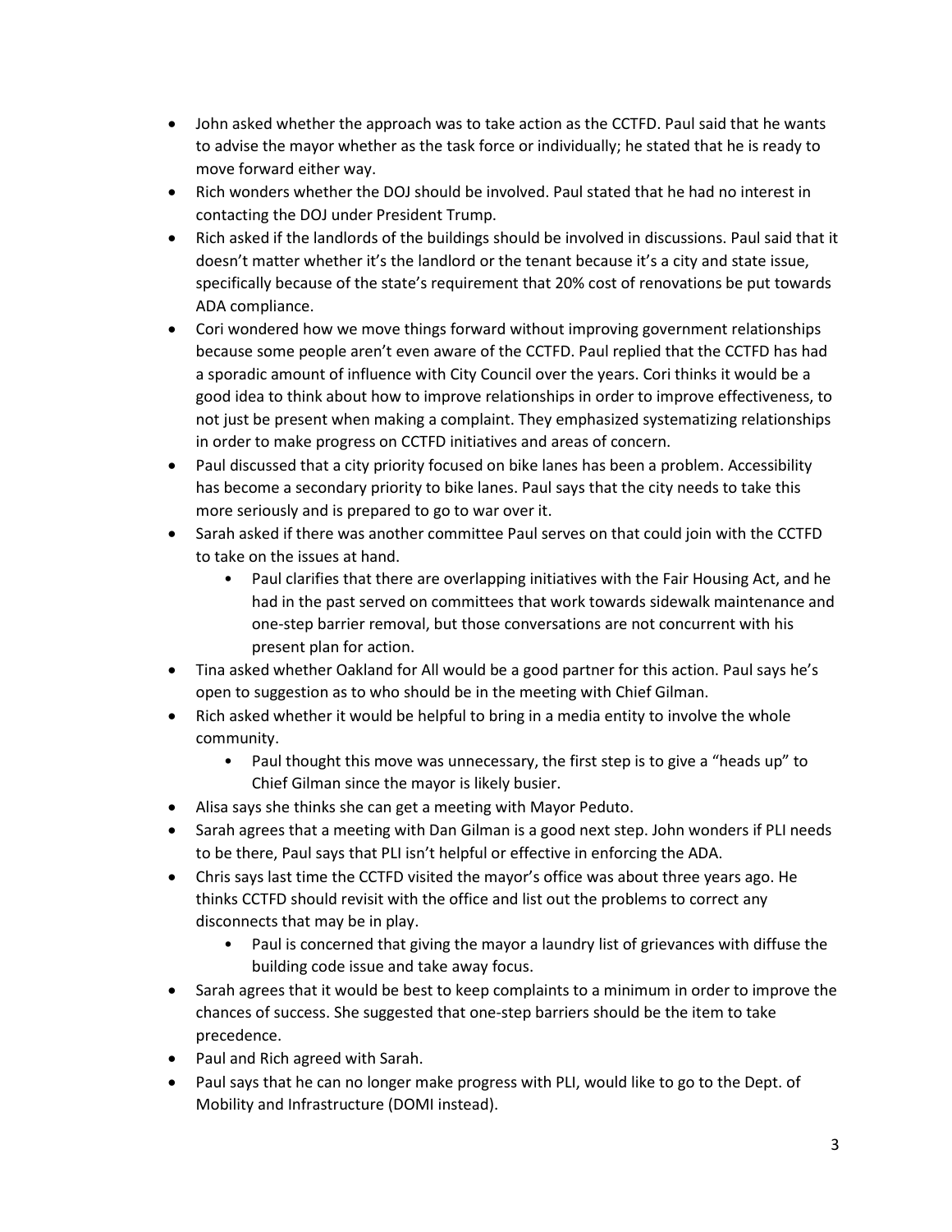- John asked whether the approach was to take action as the CCTFD. Paul said that he wants to advise the mayor whether as the task force or individually; he stated that he is ready to move forward either way.
- Rich wonders whether the DOJ should be involved. Paul stated that he had no interest in contacting the DOJ under President Trump.
- Rich asked if the landlords of the buildings should be involved in discussions. Paul said that it doesn't matter whether it's the landlord or the tenant because it's a city and state issue, specifically because of the state's requirement that 20% cost of renovations be put towards ADA compliance.
- Cori wondered how we move things forward without improving government relationships because some people aren't even aware of the CCTFD. Paul replied that the CCTFD has had a sporadic amount of influence with City Council over the years. Cori thinks it would be a good idea to think about how to improve relationships in order to improve effectiveness, to not just be present when making a complaint. They emphasized systematizing relationships in order to make progress on CCTFD initiatives and areas of concern.
- Paul discussed that a city priority focused on bike lanes has been a problem. Accessibility has become a secondary priority to bike lanes. Paul says that the city needs to take this more seriously and is prepared to go to war over it.
- Sarah asked if there was another committee Paul serves on that could join with the CCTFD to take on the issues at hand.
    - Paul clarifies that there are overlapping initiatives with the Fair Housing Act, and he had in the past served on committees that work towards sidewalk maintenance and one-step barrier removal, but those conversations are not concurrent with his present plan for action.
- Tina asked whether Oakland for All would be a good partner for this action. Paul says he's open to suggestion as to who should be in the meeting with Chief Gilman.
- Rich asked whether it would be helpful to bring in a media entity to involve the whole community.
    - Paul thought this move was unnecessary, the first step is to give a "heads up" to Chief Gilman since the mayor is likely busier.
- Alisa says she thinks she can get a meeting with Mayor Peduto.
- Sarah agrees that a meeting with Dan Gilman is a good next step. John wonders if PLI needs to be there, Paul says that PLI isn't helpful or effective in enforcing the ADA.
- Chris says last time the CCTFD visited the mayor's office was about three years ago. He thinks CCTFD should revisit with the office and list out the problems to correct any disconnects that may be in play.
    - Paul is concerned that giving the mayor a laundry list of grievances with diffuse the building code issue and take away focus.
- Sarah agrees that it would be best to keep complaints to a minimum in order to improve the chances of success. She suggested that one-step barriers should be the item to take precedence.
- Paul and Rich agreed with Sarah.
- Paul says that he can no longer make progress with PLI, would like to go to the Dept. of Mobility and Infrastructure (DOMI instead).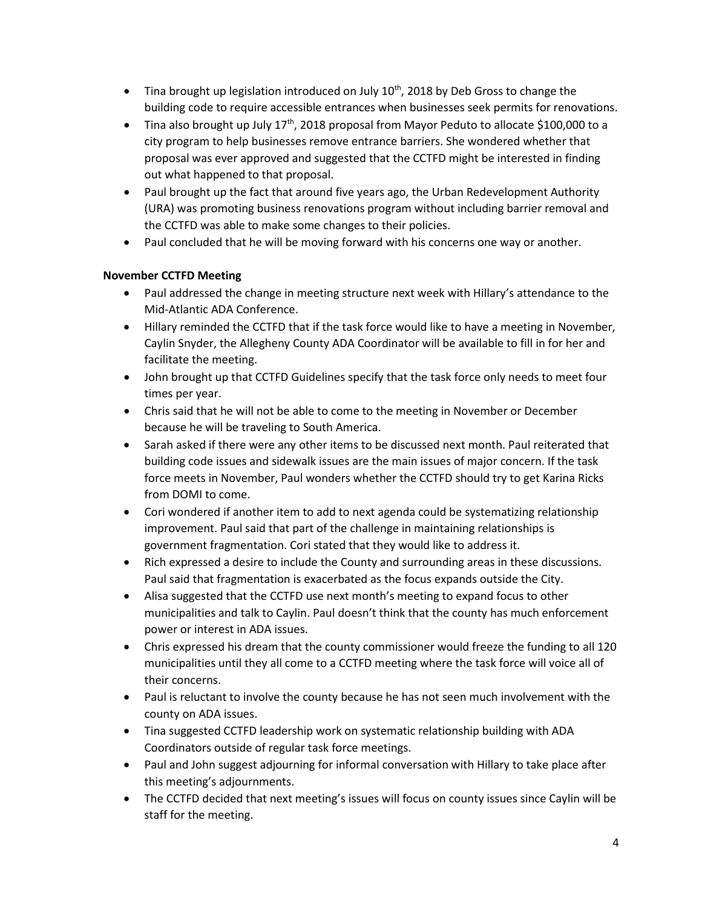- Tina brought up legislation introduced on July 10th, 2018 by Deb Gross to change the building code to require accessible entrances when businesses seek permits for renovations.
- Tina also brought up July 17th, 2018 proposal from Mayor Peduto to allocate $100,000 to a city program to help businesses remove entrance barriers. She wondered whether that proposal was ever approved and suggested that the CCTFD might be interested in finding out what happened to that proposal.
- Paul brought up the fact that around five years ago, the Urban Redevelopment Authority (URA) was promoting business renovations program without including barrier removal and the CCTFD was able to make some changes to their policies.
- Paul concluded that he will be moving forward with his concerns one way or another.

**November CCTFD Meeting**

- Paul addressed the change in meeting structure next week with Hillary's attendance to the Mid-Atlantic ADA Conference.
- Hillary reminded the CCTFD that if the task force would like to have a meeting in November, Caylin Snyder, the Allegheny County ADA Coordinator will be available to fill in for her and facilitate the meeting.
- John brought up that CCTFD Guidelines specify that the task force only needs to meet four times per year.
- Chris said that he will not be able to come to the meeting in November or December because he will be traveling to South America.
- Sarah asked if there were any other items to be discussed next month. Paul reiterated that building code issues and sidewalk issues are the main issues of major concern. If the task force meets in November, Paul wonders whether the CCTFD should try to get Karina Ricks from DOMI to come.
- Cori wondered if another item to add to next agenda could be systematizing relationship improvement. Paul said that part of the challenge in maintaining relationships is government fragmentation. Cori stated that they would like to address it.
- Rich expressed a desire to include the County and surrounding areas in these discussions. Paul said that fragmentation is exacerbated as the focus expands outside the City.
- Alisa suggested that the CCTFD use next month's meeting to expand focus to other municipalities and talk to Caylin. Paul doesn't think that the county has much enforcement power or interest in ADA issues.
- Chris expressed his dream that the county commissioner would freeze the funding to all 120 municipalities until they all come to a CCTFD meeting where the task force will voice all of their concerns.
- Paul is reluctant to involve the county because he has not seen much involvement with the county on ADA issues.
- Tina suggested CCTFD leadership work on systematic relationship building with ADA Coordinators outside of regular task force meetings.
- Paul and John suggest adjourning for informal conversation with Hillary to take place after this meeting's adjournments.
- The CCTFD decided that next meeting's issues will focus on county issues since Caylin will be staff for the meeting.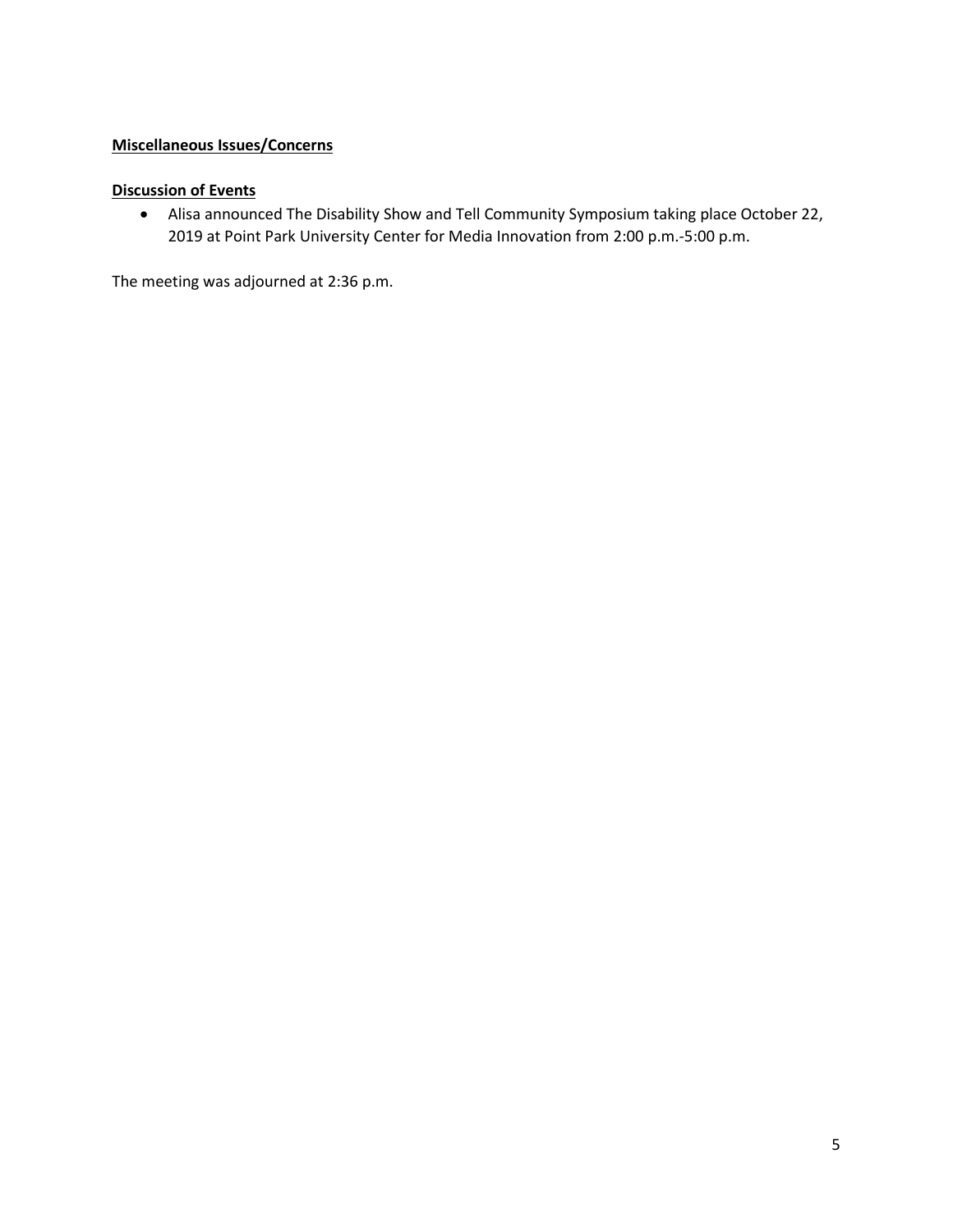**Miscellaneous Issues/Concerns**

**Discussion of Events**

- Alisa announced The Disability Show and Tell Community Symposium taking place October 22, 2019 at Point Park University Center for Media Innovation from 2:00 p.m.-5:00 p.m.

The meeting was adjourned at 2:36 p.m.